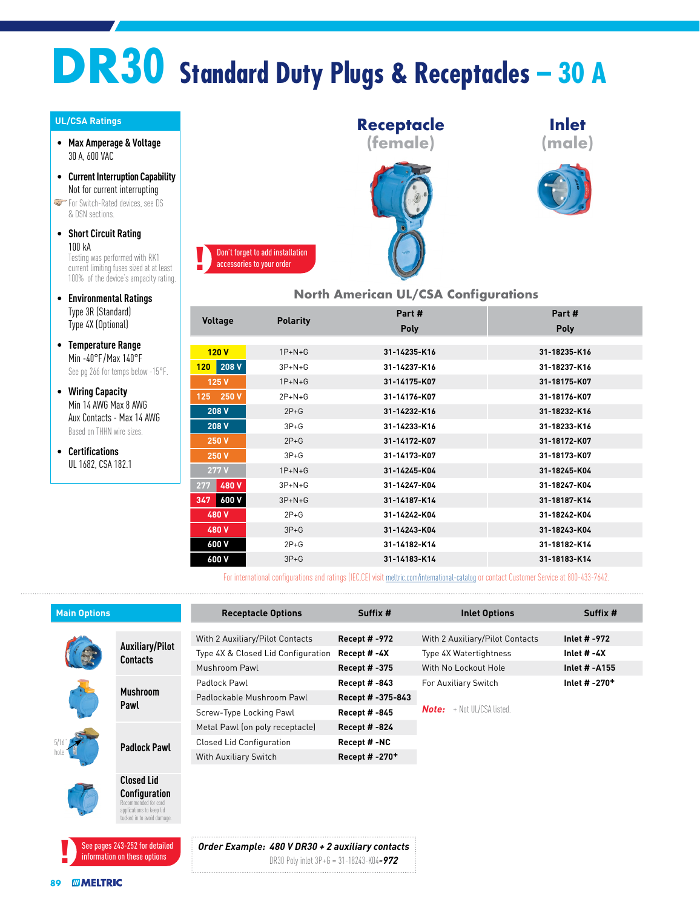# DR30 Standard Duty Plugs & Receptacles – 30 A

## UL/CSA Ratings

- **Max Amperage & Voltage**
  30 A, 600 VAC
- **Current Interruption Capability**
  Not for current interrupting
  For Switch-Rated devices, see DS & DSN sections.
- **Short Circuit Rating**
  100 kA
  Testing was performed with RK1 current limiting fuses sized at at least 100% of the device's ampacity rating.
- **Environmental Ratings**
  Type 3R (Standard)
  Type 4X (Optional)
- **Temperature Range**
  Min -40°F / Max 140°F
  See pg 266 for temps below -15°F.
- **Wiring Capacity**
  Min 14 AWG Max 8 AWG
  Aux Contacts - Max 14 AWG
  Based on THHN wire sizes.
- **Certifications**
  UL 1682, CSA 182.1

**Receptacle (female)** | **Inlet (male)**

! Don't forget to add installation accessories to your order

## North American UL/CSA Configurations

| Voltage | Polarity | Receptacle Part # Poly | Inlet Part # Poly |
|---|---|---|---|
| 120 V | 1P+N+G | 31-14235-K16 | 31-18235-K16 |
| 120 / 208 V | 3P+N+G | 31-14237-K16 | 31-18237-K16 |
| 125 V | 1P+N+G | 31-14175-K07 | 31-18175-K07 |
| 125 / 250 V | 2P+N+G | 31-14176-K07 | 31-18176-K07 |
| 208 V | 2P+G | 31-14232-K16 | 31-18232-K16 |
| 208 V | 3P+G | 31-14233-K16 | 31-18233-K16 |
| 250 V | 2P+G | 31-14172-K07 | 31-18172-K07 |
| 250 V | 3P+G | 31-14173-K07 | 31-18173-K07 |
| 277 V | 1P+N+G | 31-14245-K04 | 31-18245-K04 |
| 277 / 480 V | 3P+N+G | 31-14247-K04 | 31-18247-K04 |
| 347 / 600 V | 3P+N+G | 31-14187-K14 | 31-18187-K14 |
| 480 V | 2P+G | 31-14242-K04 | 31-18242-K04 |
| 480 V | 3P+G | 31-14243-K04 | 31-18243-K04 |
| 600 V | 2P+G | 31-14182-K14 | 31-18182-K14 |
| 600 V | 3P+G | 31-14183-K14 | 31-18183-K14 |

For international configurations and ratings (IEC,CE) visit meltric.com/international-catalog or contact Customer Service at 800-433-7642.

## Main Options

- **Auxiliary/Pilot Contacts**
- **Mushroom Pawl**
- **Padlock Pawl** (5/16" hole)
- **Closed Lid Configuration** — Recommended for cord applications to keep lid tucked in to avoid damage.

! See pages 243-252 for detailed information on these options

| Receptacle Options | Suffix # |
|---|---|
| With 2 Auxiliary/Pilot Contacts | Recept # -972 |
| Type 4X & Closed Lid Configuration | Recept # -4X |
| Mushroom Pawl | Recept # -375 |
| Padlock Pawl | Recept # -843 |
| Padlockable Mushroom Pawl | Recept # -375-843 |
| Screw-Type Locking Pawl | Recept # -845 |
| Metal Pawl (on poly receptacle) | Recept # -824 |
| Closed Lid Configuration | Recept # -NC |
| With Auxiliary Switch | Recept # -270+ |

| Inlet Options | Suffix # |
|---|---|
| With 2 Auxiliary/Pilot Contacts | Inlet # -972 |
| Type 4X Watertightness | Inlet # -4X |
| With No Lockout Hole | Inlet # -A155 |
| For Auxiliary Switch | Inlet # -270+ |

***Note:*** + Not UL/CSA listed.

***Order Example: 480 V DR30 + 2 auxiliary contacts***
DR30 Poly inlet 3P+G = 31-18243-K04***-972***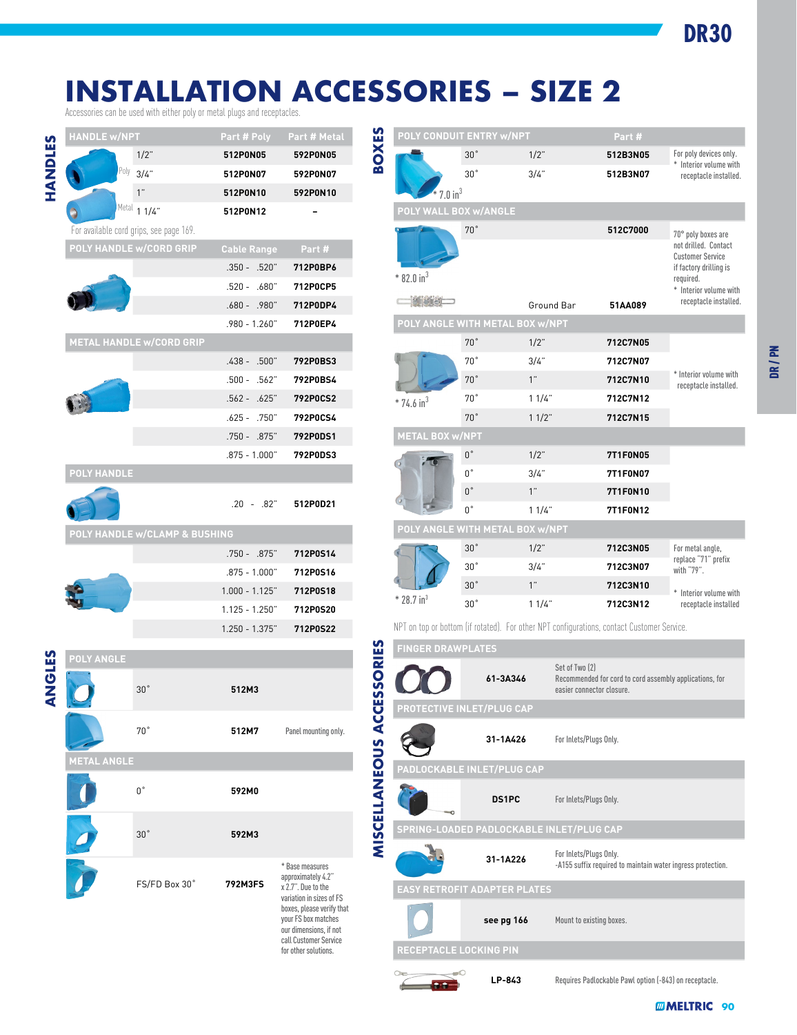# INSTALLATION ACCESSORIES – SIZE 2

Accessories can be used with either poly or metal plugs and receptacles.

## HANDLES

| HANDLE w/NPT | | Part # Poly | Part # Metal |
|---|---|---|---|
| Poly | 1/2" | 512P0N05 | 592P0N05 |
| | 3/4" | 512P0N07 | 592P0N07 |
| | 1" | 512P0N10 | 592P0N10 |
| Metal | 1 1/4" | 512P0N12 | – |

For available cord grips, see page 169.

| POLY HANDLE w/CORD GRIP | Cable Range | Part # |
|---|---|---|
| | .350 - .520" | 712P0BP6 |
| | .520 - .680" | 712P0CP5 |
| | .680 - .980" | 712P0DP4 |
| | .980 - 1.260" | 712P0EP4 |

| METAL HANDLE w/CORD GRIP | Cable Range | Part # |
|---|---|---|
| | .438 - .500" | 792P0BS3 |
| | .500 - .562" | 792P0BS4 |
| | .562 - .625" | 792P0CS2 |
| | .625 - .750" | 792P0CS4 |
| | .750 - .875" | 792P0DS1 |
| | .875 - 1.000" | 792P0DS3 |

| POLY HANDLE | Cable Range | Part # |
|---|---|---|
| | .20 - .82" | 512P0D21 |

| POLY HANDLE w/CLAMP & BUSHING | Cable Range | Part # |
|---|---|---|
| | .750 - .875" | 712P0S14 |
| | .875 - 1.000" | 712P0S16 |
| | 1.000 - 1.125" | 712P0S18 |
| | 1.125 - 1.250" | 712P0S20 |
| | 1.250 - 1.375" | 712P0S22 |

## ANGLES

| POLY ANGLE | Part # | |
|---|---|---|
| 30° | 512M3 | |
| 70° | 512M7 | Panel mounting only. |

| METAL ANGLE | Part # | |
|---|---|---|
| 0° | 592M0 | |
| 30° | 592M3 | |
| FS/FD Box 30° | 792M3FS | * Base measures approximately 4.2" x 2.7". Due to the variation in sizes of FS boxes, please verify that your FS box matches our dimensions, if not call Customer Service for other solutions. |

## BOXES

| POLY CONDUIT ENTRY w/NPT | | Part # | |
|---|---|---|---|
| 30° | 1/2" | 512B3N05 | For poly devices only. * Interior volume with receptacle installed. |
| 30° | 3/4" | 512B3N07 | |

* 7.0 in³

| POLY WALL BOX w/ANGLE | | Part # | |
|---|---|---|---|
| 70° | | 512C7000 | 70° poly boxes are not drilled. Contact Customer Service if factory drilling is required. * Interior volume with receptacle installed. |
| | Ground Bar | 51AA089 | |

* 82.0 in³

| POLY ANGLE WITH METAL BOX w/NPT | | Part # | |
|---|---|---|---|
| 70° | 1/2" | 712C7N05 | * Interior volume with receptacle installed. |
| 70° | 3/4" | 712C7N07 | |
| 70° | 1" | 712C7N10 | |
| 70° | 1 1/4" | 712C7N12 | |
| 70° | 1 1/2" | 712C7N15 | |

* 74.6 in³

| METAL BOX w/NPT | | Part # |
|---|---|---|
| 0° | 1/2" | 7T1F0N05 |
| 0° | 3/4" | 7T1F0N07 |
| 0° | 1" | 7T1F0N10 |
| 0° | 1 1/4" | 7T1F0N12 |

| POLY ANGLE WITH METAL BOX w/NPT | | Part # | |
|---|---|---|---|
| 30° | 1/2" | 712C3N05 | For metal angle, replace "71" prefix with "79". * Interior volume with receptacle installed |
| 30° | 3/4" | 712C3N07 | |
| 30° | 1" | 712C3N10 | |
| 30° | 1 1/4" | 712C3N12 | |

* 28.7 in³

NPT on top or bottom (if rotated). For other NPT configurations, contact Customer Service.

## MISCELLANEOUS ACCESSORIES

| Item | Part # | Notes |
|---|---|---|
| FINGER DRAWPLATES | 61-3A346 | Set of Two (2) Recommended for cord to cord assembly applications, for easier connector closure. |
| PROTECTIVE INLET/PLUG CAP | 31-1A426 | For Inlets/Plugs Only. |
| PADLOCKABLE INLET/PLUG CAP | DS1PC | For Inlets/Plugs Only. |
| SPRING-LOADED PADLOCKABLE INLET/PLUG CAP | 31-1A226 | For Inlets/Plugs Only. -A155 suffix required to maintain water ingress protection. |
| EASY RETROFIT ADAPTER PLATES | see pg 166 | Mount to existing boxes. |
| RECEPTACLE LOCKING PIN | LP-843 | Requires Padlockable Pawl option (-843) on receptacle. |